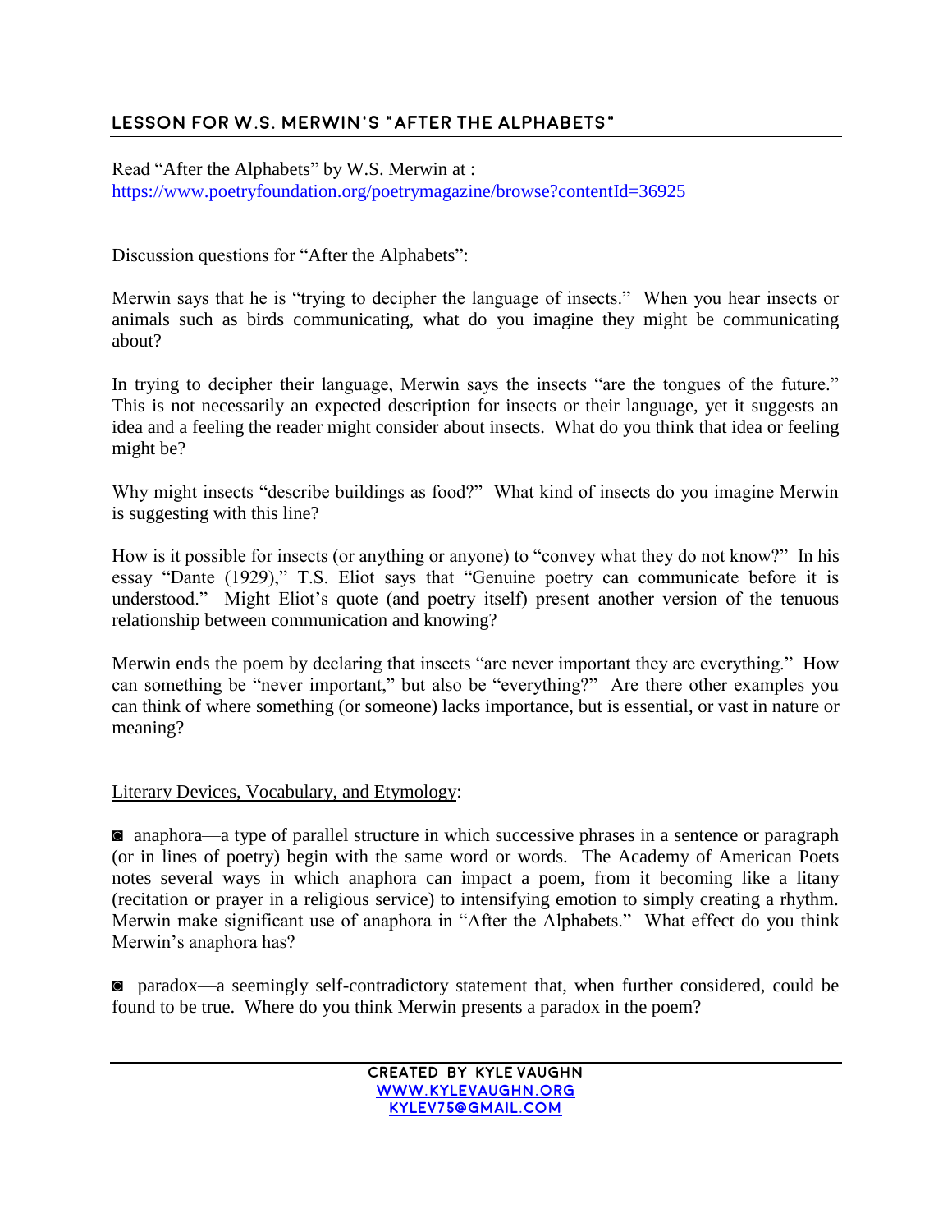## LESSON FOR W.S. MERWIN'S "AFTER THE ALPHABETS"

Read "After the Alphabets" by W.S. Merwin at :
https://www.poetryfoundation.org/poetrymagazine/browse?contentId=36925

Discussion questions for "After the Alphabets":

Merwin says that he is "trying to decipher the language of insects." When you hear insects or animals such as birds communicating, what do you imagine they might be communicating about?

In trying to decipher their language, Merwin says the insects "are the tongues of the future." This is not necessarily an expected description for insects or their language, yet it suggests an idea and a feeling the reader might consider about insects. What do you think that idea or feeling might be?

Why might insects "describe buildings as food?" What kind of insects do you imagine Merwin is suggesting with this line?

How is it possible for insects (or anything or anyone) to "convey what they do not know?" In his essay "Dante (1929)," T.S. Eliot says that "Genuine poetry can communicate before it is understood." Might Eliot's quote (and poetry itself) present another version of the tenuous relationship between communication and knowing?

Merwin ends the poem by declaring that insects "are never important they are everything." How can something be "never important," but also be "everything?" Are there other examples you can think of where something (or someone) lacks importance, but is essential, or vast in nature or meaning?

Literary Devices, Vocabulary, and Etymology:

◙ anaphora—a type of parallel structure in which successive phrases in a sentence or paragraph (or in lines of poetry) begin with the same word or words. The Academy of American Poets notes several ways in which anaphora can impact a poem, from it becoming like a litany (recitation or prayer in a religious service) to intensifying emotion to simply creating a rhythm. Merwin make significant use of anaphora in "After the Alphabets." What effect do you think Merwin's anaphora has?

◙ paradox—a seemingly self-contradictory statement that, when further considered, could be found to be true. Where do you think Merwin presents a paradox in the poem?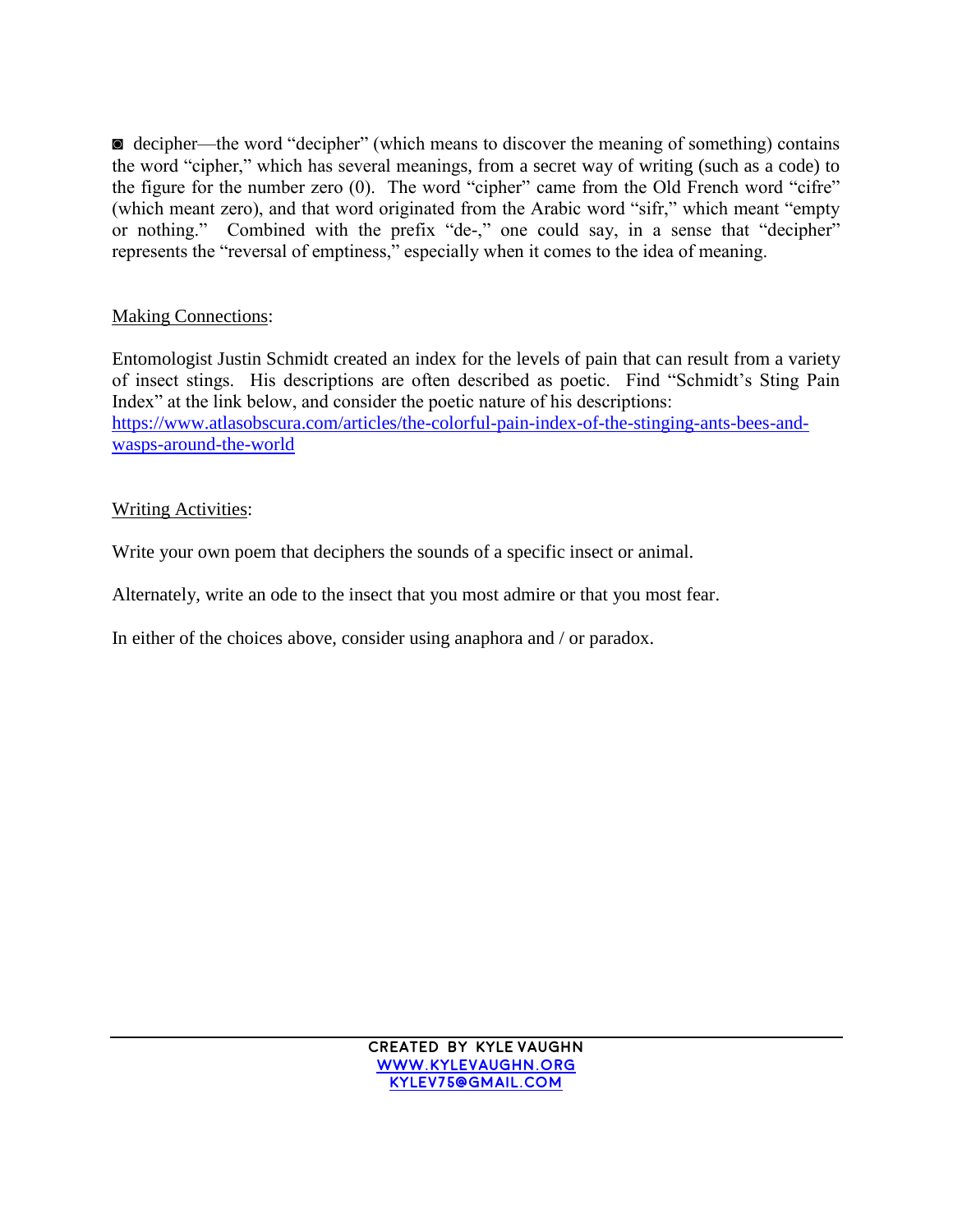◙ decipher—the word “decipher” (which means to discover the meaning of something) contains the word “cipher,” which has several meanings, from a secret way of writing (such as a code) to the figure for the number zero (0). The word “cipher” came from the Old French word “cifre” (which meant zero), and that word originated from the Arabic word “sifr,” which meant “empty or nothing.” Combined with the prefix “de-,” one could say, in a sense that “decipher” represents the “reversal of emptiness,” especially when it comes to the idea of meaning.

Making Connections:

Entomologist Justin Schmidt created an index for the levels of pain that can result from a variety of insect stings. His descriptions are often described as poetic. Find “Schmidt’s Sting Pain Index” at the link below, and consider the poetic nature of his descriptions:
https://www.atlasobscura.com/articles/the-colorful-pain-index-of-the-stinging-ants-bees-and-wasps-around-the-world

Writing Activities:

Write your own poem that deciphers the sounds of a specific insect or animal.

Alternately, write an ode to the insect that you most admire or that you most fear.

In either of the choices above, consider using anaphora and / or paradox.

CREATED BY KYLE VAUGHN
WWW.KYLEVAUGHN.ORG
KYLEV75@GMAIL.COM